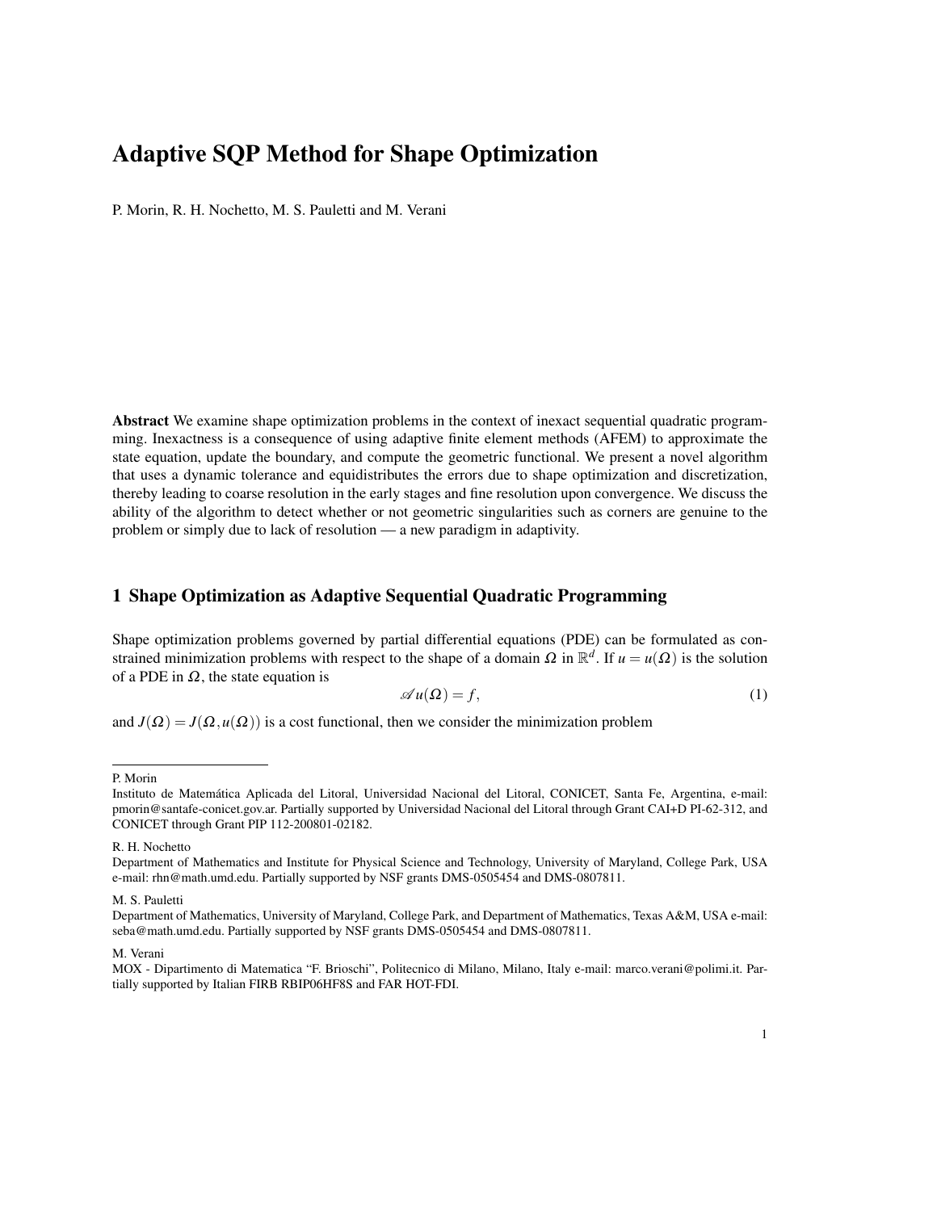# Adaptive SQP Method for Shape Optimization

P. Morin, R. H. Nochetto, M. S. Pauletti and M. Verani

**Abstract** We examine shape optimization problems in the context of inexact sequential quadratic programming. Inexactness is a consequence of using adaptive finite element methods (AFEM) to approximate the state equation, update the boundary, and compute the geometric functional. We present a novel algorithm that uses a dynamic tolerance and equidistributes the errors due to shape optimization and discretization, thereby leading to coarse resolution in the early stages and fine resolution upon convergence. We discuss the ability of the algorithm to detect whether or not geometric singularities such as corners are genuine to the problem or simply due to lack of resolution — a new paradigm in adaptivity.

## 1 Shape Optimization as Adaptive Sequential Quadratic Programming

Shape optimization problems governed by partial differential equations (PDE) can be formulated as constrained minimization problems with respect to the shape of a domain $\Omega$ in $\mathbb{R}^d$. If $u = u(\Omega)$ is the solution of a PDE in $\Omega$, the state equation is

$$\mathscr{A} u(\Omega) = f, \tag{1}$$

and $J(\Omega) = J(\Omega, u(\Omega))$ is a cost functional, then we consider the minimization problem

---

P. Morin
Instituto de Matemática Aplicada del Litoral, Universidad Nacional del Litoral, CONICET, Santa Fe, Argentina, e-mail: pmorin@santafe-conicet.gov.ar. Partially supported by Universidad Nacional del Litoral through Grant CAI+D PI-62-312, and CONICET through Grant PIP 112-200801-02182.

R. H. Nochetto
Department of Mathematics and Institute for Physical Science and Technology, University of Maryland, College Park, USA e-mail: rhn@math.umd.edu. Partially supported by NSF grants DMS-0505454 and DMS-0807811.

M. S. Pauletti
Department of Mathematics, University of Maryland, College Park, and Department of Mathematics, Texas A&M, USA e-mail: seba@math.umd.edu. Partially supported by NSF grants DMS-0505454 and DMS-0807811.

M. Verani
MOX - Dipartimento di Matematica "F. Brioschi", Politecnico di Milano, Milano, Italy e-mail: marco.verani@polimi.it. Partially supported by Italian FIRB RBIP06HF8S and FAR HOT-FDI.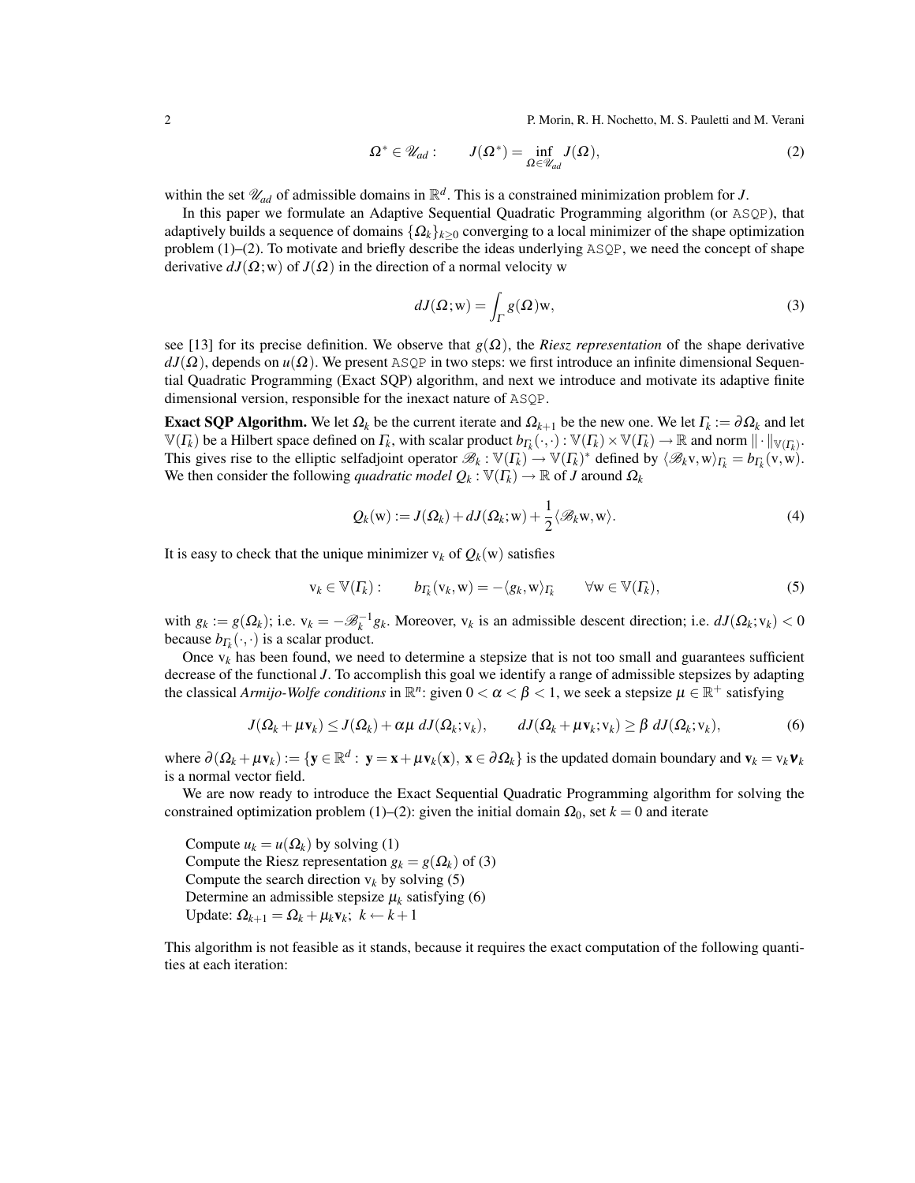$$\Omega^* \in \mathscr{U}_{ad}: \qquad J(\Omega^*) = \inf_{\Omega \in \mathscr{U}_{ad}} J(\Omega), \tag{2}$$

within the set $\mathscr{U}_{ad}$ of admissible domains in $\mathbb{R}^d$. This is a constrained minimization problem for $J$.

In this paper we formulate an Adaptive Sequential Quadratic Programming algorithm (or ASQP), that adaptively builds a sequence of domains $\{\Omega_k\}_{k\geq 0}$ converging to a local minimizer of the shape optimization problem (1)–(2). To motivate and briefly describe the ideas underlying ASQP, we need the concept of shape derivative $dJ(\Omega;\mathrm{w})$ of $J(\Omega)$ in the direction of a normal velocity w

$$dJ(\Omega;\mathrm{w}) = \int_\Gamma g(\Omega)\mathrm{w}, \tag{3}$$

see [13] for its precise definition. We observe that $g(\Omega)$, the *Riesz representation* of the shape derivative $dJ(\Omega)$, depends on $u(\Omega)$. We present ASQP in two steps: we first introduce an infinite dimensional Sequential Quadratic Programming (Exact SQP) algorithm, and next we introduce and motivate its adaptive finite dimensional version, responsible for the inexact nature of ASQP.

**Exact SQP Algorithm.** We let $\Omega_k$ be the current iterate and $\Omega_{k+1}$ be the new one. We let $\Gamma_k := \partial\Omega_k$ and let $\mathbb{V}(\Gamma_k)$ be a Hilbert space defined on $\Gamma_k$, with scalar product $b_{\Gamma_k}(\cdot,\cdot): \mathbb{V}(\Gamma_k)\times\mathbb{V}(\Gamma_k)\to\mathbb{R}$ and norm $\|\cdot\|_{\mathbb{V}(\Gamma_k)}$. This gives rise to the elliptic selfadjoint operator $\mathscr{B}_k : \mathbb{V}(\Gamma_k)\to\mathbb{V}(\Gamma_k)^*$ defined by $\langle\mathscr{B}_k\mathrm{v},\mathrm{w}\rangle_{\Gamma_k} = b_{\Gamma_k}(\mathrm{v},\mathrm{w})$. We then consider the following *quadratic model* $Q_k : \mathbb{V}(\Gamma_k)\to\mathbb{R}$ of $J$ around $\Omega_k$

$$Q_k(\mathrm{w}) := J(\Omega_k) + dJ(\Omega_k;\mathrm{w}) + \frac{1}{2}\langle\mathscr{B}_k\mathrm{w},\mathrm{w}\rangle. \tag{4}$$

It is easy to check that the unique minimizer $\mathrm{v}_k$ of $Q_k(\mathrm{w})$ satisfies

$$\mathrm{v}_k \in \mathbb{V}(\Gamma_k): \qquad b_{\Gamma_k}(\mathrm{v}_k,\mathrm{w}) = -\langle g_k,\mathrm{w}\rangle_{\Gamma_k} \qquad \forall \mathrm{w}\in\mathbb{V}(\Gamma_k), \tag{5}$$

with $g_k := g(\Omega_k)$; i.e. $\mathrm{v}_k = -\mathscr{B}_k^{-1}g_k$. Moreover, $\mathrm{v}_k$ is an admissible descent direction; i.e. $dJ(\Omega_k;\mathrm{v}_k) < 0$ because $b_{\Gamma_k}(\cdot,\cdot)$ is a scalar product.

Once $\mathrm{v}_k$ has been found, we need to determine a stepsize that is not too small and guarantees sufficient decrease of the functional $J$. To accomplish this goal we identify a range of admissible stepsizes by adapting the classical *Armijo-Wolfe conditions* in $\mathbb{R}^n$: given $0<\alpha<\beta<1$, we seek a stepsize $\mu\in\mathbb{R}^+$ satisfying

$$J(\Omega_k+\mu\mathbf{v}_k) \leq J(\Omega_k) + \alpha\mu\; dJ(\Omega_k;\mathrm{v}_k), \qquad dJ(\Omega_k+\mu\mathbf{v}_k;\mathrm{v}_k) \geq \beta\; dJ(\Omega_k;\mathrm{v}_k), \tag{6}$$

where $\partial(\Omega_k+\mu\mathbf{v}_k) := \{\mathbf{y}\in\mathbb{R}^d:\ \mathbf{y}=\mathbf{x}+\mu\mathbf{v}_k(\mathbf{x}),\ \mathbf{x}\in\partial\Omega_k\}$ is the updated domain boundary and $\mathbf{v}_k = \mathrm{v}_k\boldsymbol{\nu}_k$ is a normal vector field.

We are now ready to introduce the Exact Sequential Quadratic Programming algorithm for solving the constrained optimization problem (1)–(2): given the initial domain $\Omega_0$, set $k=0$ and iterate

Compute $u_k = u(\Omega_k)$ by solving (1)  
Compute the Riesz representation $g_k = g(\Omega_k)$ of (3)  
Compute the search direction $\mathrm{v}_k$ by solving (5)  
Determine an admissible stepsize $\mu_k$ satisfying (6)  
Update: $\Omega_{k+1} = \Omega_k + \mu_k\mathbf{v}_k$; $k \leftarrow k+1$

This algorithm is not feasible as it stands, because it requires the exact computation of the following quantities at each iteration: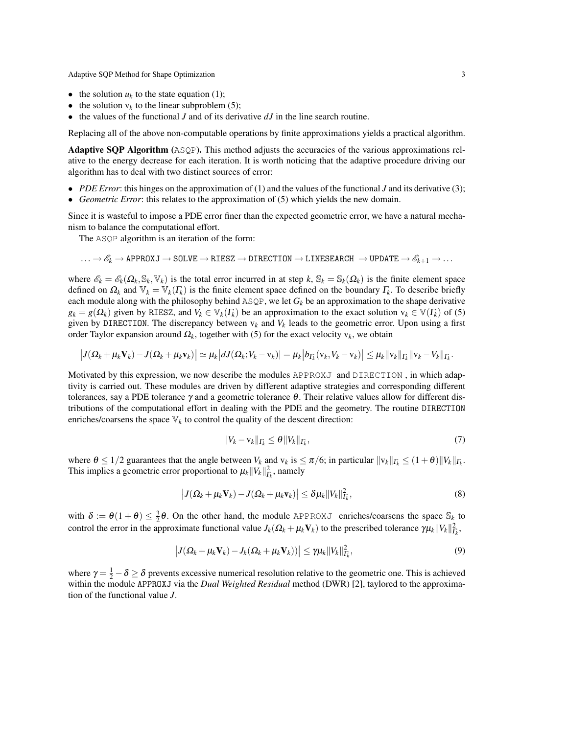- the solution $u_k$ to the state equation (1);
- the solution $\mathrm{v}_k$ to the linear subproblem (5);
- the values of the functional $J$ and of its derivative $dJ$ in the line search routine.

Replacing all of the above non-computable operations by finite approximations yields a practical algorithm.

**Adaptive SQP Algorithm (**ASQP**).** This method adjusts the accuracies of the various approximations relative to the energy decrease for each iteration. It is worth noticing that the adaptive procedure driving our algorithm has to deal with two distinct sources of error:

- *PDE Error*: this hinges on the approximation of (1) and the values of the functional $J$ and its derivative (3);
- *Geometric Error*: this relates to the approximation of (5) which yields the new domain.

Since it is wasteful to impose a PDE error finer than the expected geometric error, we have a natural mechanism to balance the computational effort.

The ASQP algorithm is an iteration of the form:

$$\ldots \rightarrow \mathscr{E}_k \rightarrow \texttt{APPROXJ} \rightarrow \texttt{SOLVE} \rightarrow \texttt{RIESZ} \rightarrow \texttt{DIRECTION} \rightarrow \texttt{LINESEARCH} \rightarrow \texttt{UPDATE} \rightarrow \mathscr{E}_{k+1} \rightarrow \ldots$$

where $\mathscr{E}_k = \mathscr{E}_k(\Omega_k, \mathbb{S}_k, \mathbb{V}_k)$ is the total error incurred in at step $k$, $\mathbb{S}_k = \mathbb{S}_k(\Omega_k)$ is the finite element space defined on $\Omega_k$ and $\mathbb{V}_k = \mathbb{V}_k(\Gamma_k)$ is the finite element space defined on the boundary $\Gamma_k$. To describe briefly each module along with the philosophy behind ASQP, we let $G_k$ be an approximation to the shape derivative $g_k = g(\Omega_k)$ given by RIESZ, and $V_k \in \mathbb{V}_k(\Gamma_k)$ be an approximation to the exact solution $\mathrm{v}_k \in \mathbb{V}(\Gamma_k)$ of (5) given by DIRECTION. The discrepancy between $\mathrm{v}_k$ and $V_k$ leads to the geometric error. Upon using a first order Taylor expansion around $\Omega_k$, together with (5) for the exact velocity $\mathrm{v}_k$, we obtain

$$\left|J(\Omega_k + \mu_k \mathbf{V}_k) - J(\Omega_k + \mu_k \mathbf{v}_k)\right| \simeq \mu_k \left|dJ(\Omega_k; V_k - \mathrm{v}_k)\right| = \mu_k \left|b_{\Gamma_k}(\mathrm{v}_k, V_k - \mathrm{v}_k)\right| \leq \mu_k \|\mathrm{v}_k\|_{\Gamma_k} \|\mathrm{v}_k - V_k\|_{\Gamma_k}.$$

Motivated by this expression, we now describe the modules APPROXJ and DIRECTION , in which adaptivity is carried out. These modules are driven by different adaptive strategies and corresponding different tolerances, say a PDE tolerance $\gamma$ and a geometric tolerance $\theta$. Their relative values allow for different distributions of the computational effort in dealing with the PDE and the geometry. The routine DIRECTION enriches/coarsens the space $\mathbb{V}_k$ to control the quality of the descent direction:

$$\|V_k - \mathrm{v}_k\|_{\Gamma_k} \leq \theta \|V_k\|_{\Gamma_k}, \tag{7}$$

where $\theta \leq 1/2$ guarantees that the angle between $V_k$ and $\mathrm{v}_k$ is $\leq \pi/6$; in particular $\|\mathrm{v}_k\|_{\Gamma_k} \leq (1+\theta)\|V_k\|_{\Gamma_k}$. This implies a geometric error proportional to $\mu_k \|V_k\|_{\Gamma_k}^2$, namely

$$\left|J(\Omega_k + \mu_k \mathbf{V}_k) - J(\Omega_k + \mu_k \mathbf{v}_k)\right| \leq \delta \mu_k \|V_k\|_{\Gamma_k}^2, \tag{8}$$

with $\delta := \theta(1+\theta) \leq \frac{3}{2}\theta$. On the other hand, the module APPROXJ enriches/coarsens the space $\mathbb{S}_k$ to control the error in the approximate functional value $J_k(\Omega_k + \mu_k \mathbf{V}_k)$ to the prescribed tolerance $\gamma \mu_k \|V_k\|_{\Gamma_k}^2$,

$$\left|J(\Omega_k + \mu_k \mathbf{V}_k) - J_k(\Omega_k + \mu_k \mathbf{V}_k)\right| \leq \gamma \mu_k \|V_k\|_{\Gamma_k}^2, \tag{9}$$

where $\gamma = \frac{1}{2} - \delta \geq \delta$ prevents excessive numerical resolution relative to the geometric one. This is achieved within the module APPROXJ via the *Dual Weighted Residual* method (DWR) [2], taylored to the approximation of the functional value $J$.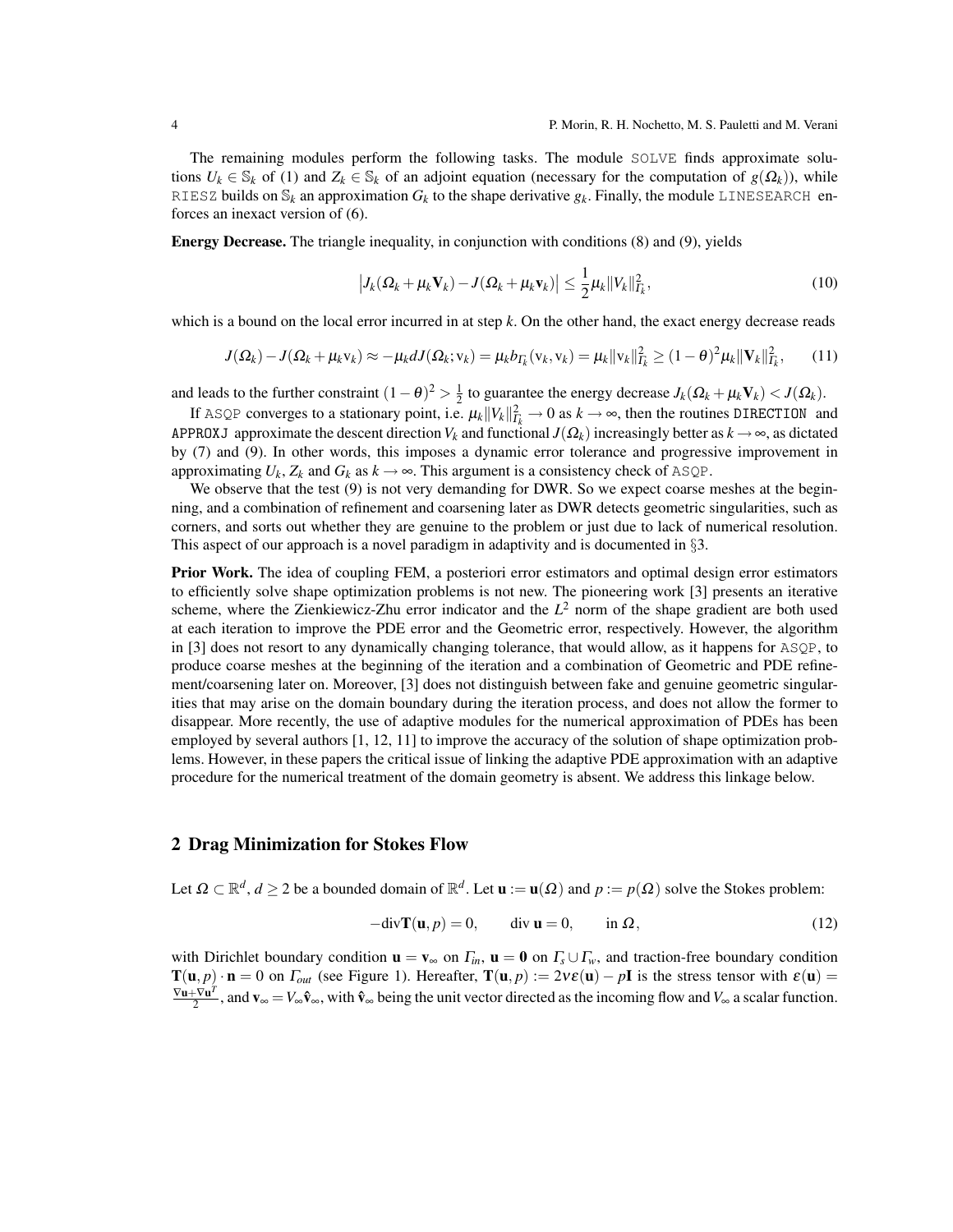The remaining modules perform the following tasks. The module SOLVE finds approximate solutions $U_k \in \mathbb{S}_k$ of (1) and $Z_k \in \mathbb{S}_k$ of an adjoint equation (necessary for the computation of $g(\Omega_k)$), while RIESZ builds on $\mathbb{S}_k$ an approximation $G_k$ to the shape derivative $g_k$. Finally, the module LINESEARCH enforces an inexact version of (6).

**Energy Decrease.** The triangle inequality, in conjunction with conditions (8) and (9), yields

$$\left|J_k(\Omega_k + \mu_k \mathbf{V}_k) - J(\Omega_k + \mu_k \mathbf{v}_k)\right| \leq \frac{1}{2}\mu_k \|V_k\|^2_{\Gamma_k}, \tag{10}$$

which is a bound on the local error incurred in at step $k$. On the other hand, the exact energy decrease reads

$$J(\Omega_k) - J(\Omega_k + \mu_k \mathrm{v}_k) \approx -\mu_k dJ(\Omega_k; \mathrm{v}_k) = \mu_k b_{\Gamma_k}(\mathrm{v}_k, \mathrm{v}_k) = \mu_k \|\mathrm{v}_k\|^2_{\Gamma_k} \geq (1-\theta)^2 \mu_k \|\mathbf{V}_k\|^2_{\Gamma_k}, \tag{11}$$

and leads to the further constraint $(1-\theta)^2 > \frac{1}{2}$ to guarantee the energy decrease $J_k(\Omega_k + \mu_k \mathbf{V}_k) < J(\Omega_k)$.

If ASQP converges to a stationary point, i.e. $\mu_k \|V_k\|^2_{\Gamma_k} \to 0$ as $k \to \infty$, then the routines DIRECTION and APPROXJ approximate the descent direction $V_k$ and functional $J(\Omega_k)$ increasingly better as $k \to \infty$, as dictated by (7) and (9). In other words, this imposes a dynamic error tolerance and progressive improvement in approximating $U_k$, $Z_k$ and $G_k$ as $k \to \infty$. This argument is a consistency check of ASQP.

We observe that the test (9) is not very demanding for DWR. So we expect coarse meshes at the beginning, and a combination of refinement and coarsening later as DWR detects geometric singularities, such as corners, and sorts out whether they are genuine to the problem or just due to lack of numerical resolution. This aspect of our approach is a novel paradigm in adaptivity and is documented in §3.

**Prior Work.** The idea of coupling FEM, a posteriori error estimators and optimal design error estimators to efficiently solve shape optimization problems is not new. The pioneering work [3] presents an iterative scheme, where the Zienkiewicz-Zhu error indicator and the $L^2$ norm of the shape gradient are both used at each iteration to improve the PDE error and the Geometric error, respectively. However, the algorithm in [3] does not resort to any dynamically changing tolerance, that would allow, as it happens for ASQP, to produce coarse meshes at the beginning of the iteration and a combination of Geometric and PDE refinement/coarsening later on. Moreover, [3] does not distinguish between fake and genuine geometric singularities that may arise on the domain boundary during the iteration process, and does not allow the former to disappear. More recently, the use of adaptive modules for the numerical approximation of PDEs has been employed by several authors [1, 12, 11] to improve the accuracy of the solution of shape optimization problems. However, in these papers the critical issue of linking the adaptive PDE approximation with an adaptive procedure for the numerical treatment of the domain geometry is absent. We address this linkage below.

## 2 Drag Minimization for Stokes Flow

Let $\Omega \subset \mathbb{R}^d$, $d \geq 2$ be a bounded domain of $\mathbb{R}^d$. Let $\mathbf{u} := \mathbf{u}(\Omega)$ and $p := p(\Omega)$ solve the Stokes problem:

$$-\mathrm{div}\mathbf{T}(\mathbf{u}, p) = 0, \qquad \mathrm{div}\, \mathbf{u} = 0, \qquad \text{in } \Omega, \tag{12}$$

with Dirichlet boundary condition $\mathbf{u} = \mathbf{v}_\infty$ on $\Gamma_{in}$, $\mathbf{u} = \mathbf{0}$ on $\Gamma_s \cup \Gamma_w$, and traction-free boundary condition $\mathbf{T}(\mathbf{u}, p) \cdot \mathbf{n} = 0$ on $\Gamma_{out}$ (see Figure 1). Hereafter, $\mathbf{T}(\mathbf{u}, p) := 2\nu\varepsilon(\mathbf{u}) - p\mathbf{I}$ is the stress tensor with $\varepsilon(\mathbf{u}) = \frac{\nabla \mathbf{u} + \nabla \mathbf{u}^T}{2}$, and $\mathbf{v}_\infty = V_\infty \hat{\mathbf{v}}_\infty$, with $\hat{\mathbf{v}}_\infty$ being the unit vector directed as the incoming flow and $V_\infty$ a scalar function.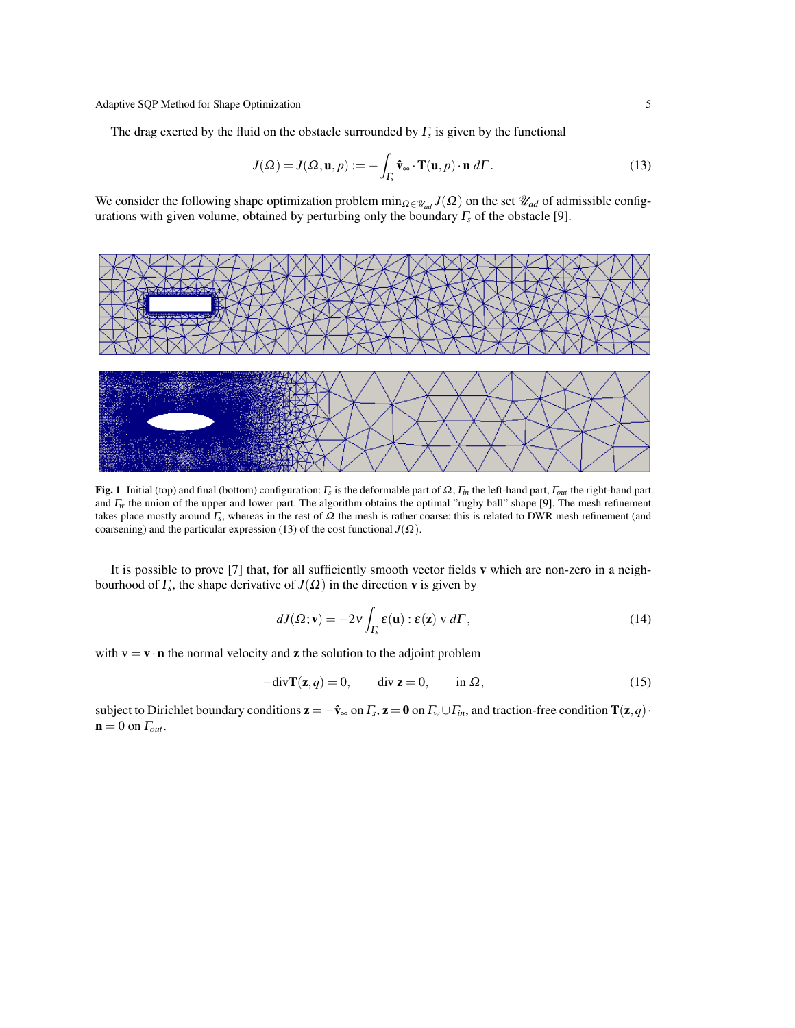The drag exerted by the fluid on the obstacle surrounded by $\Gamma_s$ is given by the functional

$$J(\Omega) = J(\Omega, \mathbf{u}, p) := -\int_{\Gamma_s} \hat{\mathbf{v}}_\infty \cdot \mathbf{T}(\mathbf{u}, p) \cdot \mathbf{n} \, d\Gamma. \tag{13}$$

We consider the following shape optimization problem $\min_{\Omega \in \mathscr{U}_{ad}} J(\Omega)$ on the set $\mathscr{U}_{ad}$ of admissible configurations with given volume, obtained by perturbing only the boundary $\Gamma_s$ of the obstacle [9].

**Fig. 1** Initial (top) and final (bottom) configuration: $\Gamma_s$ is the deformable part of $\Omega$, $\Gamma_{in}$ the left-hand part, $\Gamma_{out}$ the right-hand part and $\Gamma_w$ the union of the upper and lower part. The algorithm obtains the optimal "rugby ball" shape [9]. The mesh refinement takes place mostly around $\Gamma_s$, whereas in the rest of $\Omega$ the mesh is rather coarse: this is related to DWR mesh refinement (and coarsening) and the particular expression (13) of the cost functional $J(\Omega)$.

It is possible to prove [7] that, for all sufficiently smooth vector fields $\mathbf{v}$ which are non-zero in a neighbourhood of $\Gamma_s$, the shape derivative of $J(\Omega)$ in the direction $\mathbf{v}$ is given by

$$dJ(\Omega; \mathbf{v}) = -2\nu \int_{\Gamma_s} \varepsilon(\mathbf{u}) : \varepsilon(\mathbf{z}) \; \mathrm{v} \; d\Gamma, \tag{14}$$

with $\mathrm{v} = \mathbf{v} \cdot \mathbf{n}$ the normal velocity and $\mathbf{z}$ the solution to the adjoint problem

$$-\mathrm{div}\mathbf{T}(\mathbf{z}, q) = 0, \qquad \mathrm{div}\, \mathbf{z} = 0, \qquad \text{in } \Omega, \tag{15}$$

subject to Dirichlet boundary conditions $\mathbf{z} = -\hat{\mathbf{v}}_\infty$ on $\Gamma_s$, $\mathbf{z} = \mathbf{0}$ on $\Gamma_w \cup \Gamma_{in}$, and traction-free condition $\mathbf{T}(\mathbf{z}, q) \cdot \mathbf{n} = 0$ on $\Gamma_{out}$.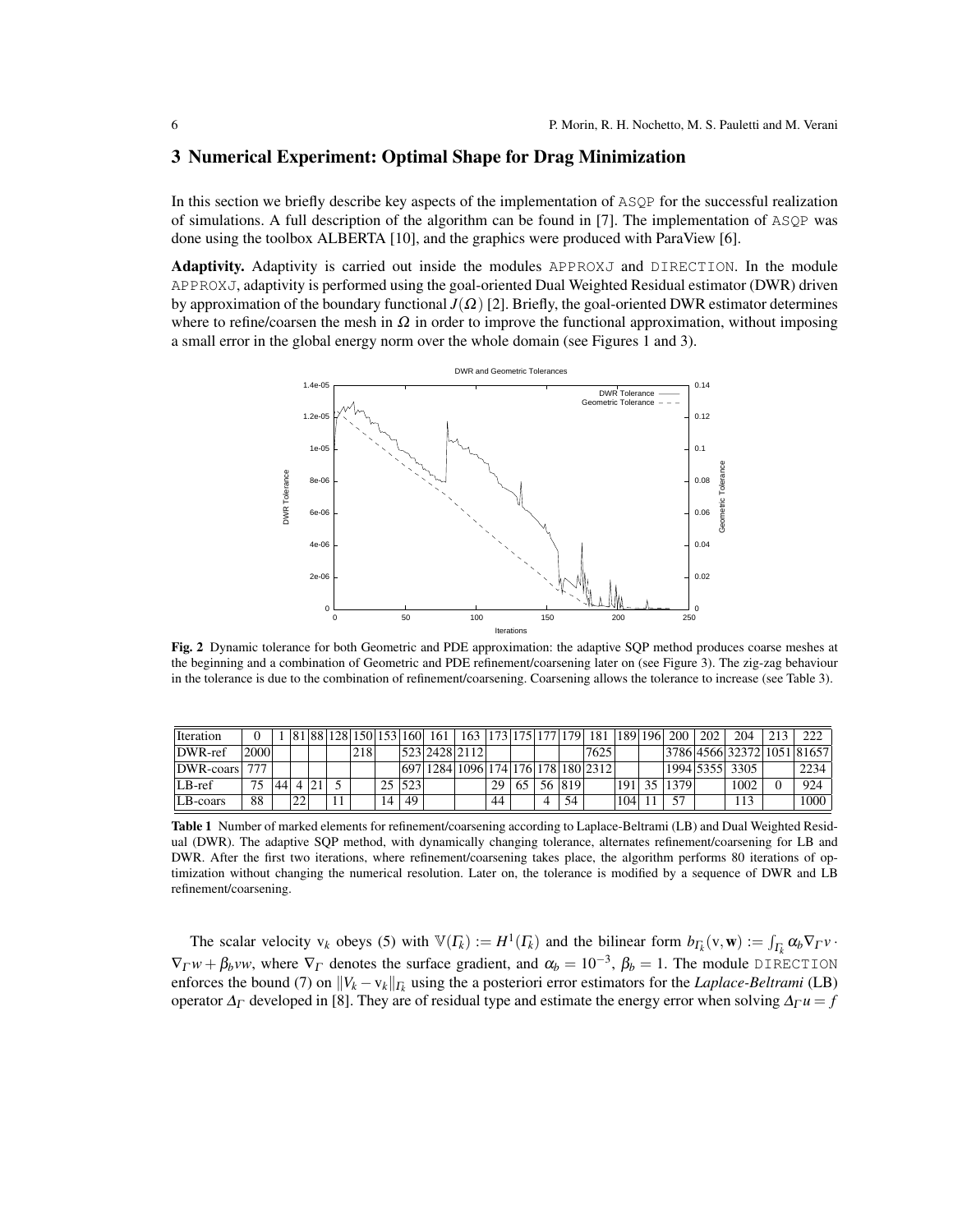## 3 Numerical Experiment: Optimal Shape for Drag Minimization

In this section we briefly describe key aspects of the implementation of ASQP for the successful realization of simulations. A full description of the algorithm can be found in [7]. The implementation of ASQP was done using the toolbox ALBERTA [10], and the graphics were produced with ParaView [6].

**Adaptivity.** Adaptivity is carried out inside the modules APPROXJ and DIRECTION. In the module APPROXJ, adaptivity is performed using the goal-oriented Dual Weighted Residual estimator (DWR) driven by approximation of the boundary functional $J(\Omega)$ [2]. Briefly, the goal-oriented DWR estimator determines where to refine/coarsen the mesh in $\Omega$ in order to improve the functional approximation, without imposing a small error in the global energy norm over the whole domain (see Figures 1 and 3).

**Fig. 2** Dynamic tolerance for both Geometric and PDE approximation: the adaptive SQP method produces coarse meshes at the beginning and a combination of Geometric and PDE refinement/coarsening later on (see Figure 3). The zig-zag behaviour in the tolerance is due to the combination of refinement/coarsening. Coarsening allows the tolerance to increase (see Table 3).

| Iteration | 0 | 1 | 81 | 88 | 128 | 150 | 153 | 160 | 161 | 163 | 173 | 175 | 177 | 179 | 181 | 189 | 196 | 200 | 202 | 204 | 213 | 222 |
|---|---|---|---|---|---|---|---|---|---|---|---|---|---|---|---|---|---|---|---|---|---|---|
| DWR-ref | 2000 | | | | | 218 | | 523 | 2428 | 2112 | | | | | 7625 | | | 3786 | 4566 | 32372 | 1051 | 81657 |
| DWR-coars | 777 | | | | | | | 697 | 1284 | 1096 | 174 | 176 | 178 | 180 | 2312 | | | 1994 | 5355 | 3305 | | 2234 |
| LB-ref | 75 | 44 | 4 | 21 | 5 | | 25 | 523 | | | 29 | 65 | 56 | 819 | | 191 | 35 | 1379 | | 1002 | 0 | 924 |
| LB-coars | 88 | | 22 | | 11 | | 14 | 49 | | | 44 | | 4 | 54 | | 104 | 11 | 57 | | 113 | | 1000 |

**Table 1** Number of marked elements for refinement/coarsening according to Laplace-Beltrami (LB) and Dual Weighted Residual (DWR). The adaptive SQP method, with dynamically changing tolerance, alternates refinement/coarsening for LB and DWR. After the first two iterations, where refinement/coarsening takes place, the algorithm performs 80 iterations of optimization without changing the numerical resolution. Later on, the tolerance is modified by a sequence of DWR and LB refinement/coarsening.

The scalar velocity $\mathrm{v}_k$ obeys (5) with $\mathbb{V}(\Gamma_k) := H^1(\Gamma_k)$ and the bilinear form $b_{\Gamma_k}(\mathrm{v}, \mathbf{w}) := \int_{\Gamma_k} \alpha_b \nabla_\Gamma v \cdot \nabla_\Gamma w + \beta_b v w$, where $\nabla_\Gamma$ denotes the surface gradient, and $\alpha_b = 10^{-3}$, $\beta_b = 1$. The module DIRECTION enforces the bound (7) on $\|V_k - \mathrm{v}_k\|_{\Gamma_k}$ using the a posteriori error estimators for the *Laplace-Beltrami* (LB) operator $\Delta_\Gamma$ developed in [8]. They are of residual type and estimate the energy error when solving $\Delta_\Gamma u = f$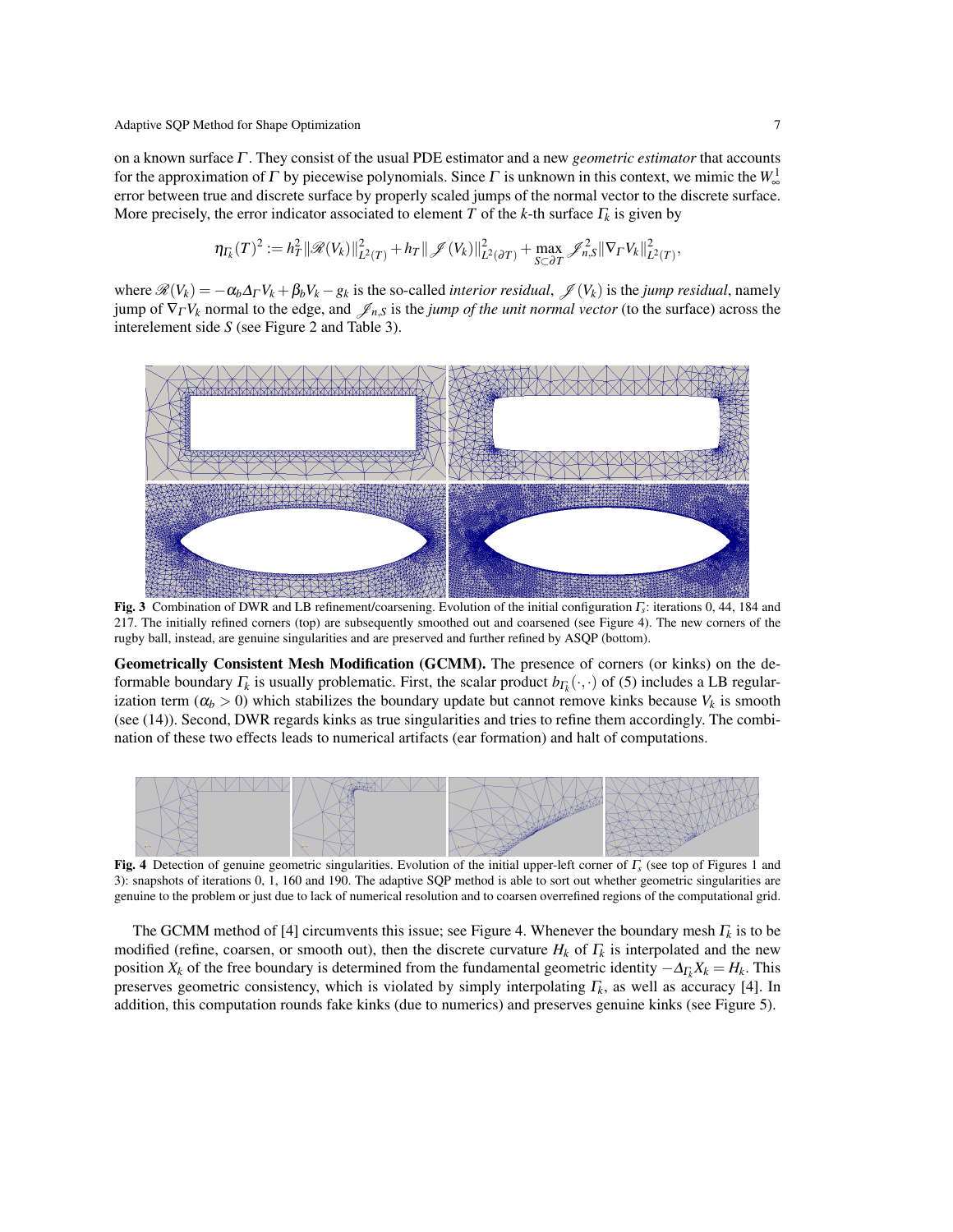on a known surface $\Gamma$. They consist of the usual PDE estimator and a new *geometric estimator* that accounts for the approximation of $\Gamma$ by piecewise polynomials. Since $\Gamma$ is unknown in this context, we mimic the $W^1_\infty$ error between true and discrete surface by properly scaled jumps of the normal vector to the discrete surface. More precisely, the error indicator associated to element $T$ of the $k$-th surface $\Gamma_k$ is given by

$$\eta_{\Gamma_k}(T)^2 := h_T^2 \|\mathscr{R}(V_k)\|^2_{L^2(T)} + h_T \|\mathscr{J}(V_k)\|^2_{L^2(\partial T)} + \max_{S \subset \partial T} \mathscr{J}^2_{n,S} \|\nabla_\Gamma V_k\|^2_{L^2(T)},$$

where $\mathscr{R}(V_k) = -\alpha_b \Delta_\Gamma V_k + \beta_b V_k - g_k$ is the so-called *interior residual*, $\mathscr{J}(V_k)$ is the *jump residual*, namely jump of $\nabla_\Gamma V_k$ normal to the edge, and $\mathscr{J}_{n,S}$ is the *jump of the unit normal vector* (to the surface) across the interelement side $S$ (see Figure 2 and Table 3).

**Fig. 3** Combination of DWR and LB refinement/coarsening. Evolution of the initial configuration $\Gamma_s$: iterations 0, 44, 184 and 217. The initially refined corners (top) are subsequently smoothed out and coarsened (see Figure 4). The new corners of the rugby ball, instead, are genuine singularities and are preserved and further refined by ASQP (bottom).

**Geometrically Consistent Mesh Modification (GCMM).** The presence of corners (or kinks) on the deformable boundary $\Gamma_k$ is usually problematic. First, the scalar product $b_{\Gamma_k}(\cdot,\cdot)$ of (5) includes a LB regularization term ($\alpha_b > 0$) which stabilizes the boundary update but cannot remove kinks because $V_k$ is smooth (see (14)). Second, DWR regards kinks as true singularities and tries to refine them accordingly. The combination of these two effects leads to numerical artifacts (ear formation) and halt of computations.

**Fig. 4** Detection of genuine geometric singularities. Evolution of the initial upper-left corner of $\Gamma_s$ (see top of Figures 1 and 3): snapshots of iterations 0, 1, 160 and 190. The adaptive SQP method is able to sort out whether geometric singularities are genuine to the problem or just due to lack of numerical resolution and to coarsen overrefined regions of the computational grid.

The GCMM method of [4] circumvents this issue; see Figure 4. Whenever the boundary mesh $\Gamma_k$ is to be modified (refine, coarsen, or smooth out), then the discrete curvature $H_k$ of $\Gamma_k$ is interpolated and the new position $X_k$ of the free boundary is determined from the fundamental geometric identity $-\Delta_{\Gamma_k} X_k = H_k$. This preserves geometric consistency, which is violated by simply interpolating $\Gamma_k$, as well as accuracy [4]. In addition, this computation rounds fake kinks (due to numerics) and preserves genuine kinks (see Figure 5).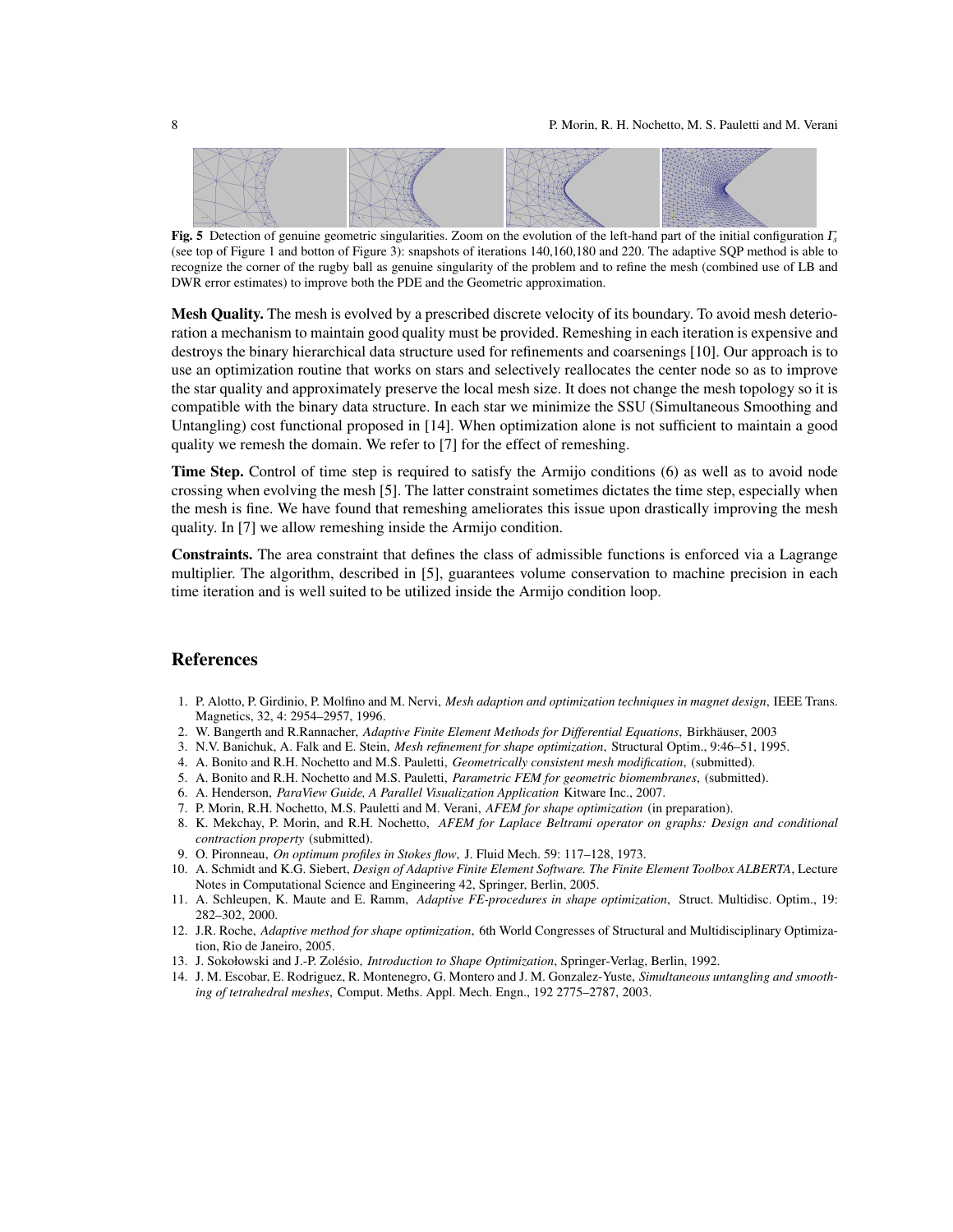**Fig. 5** Detection of genuine geometric singularities. Zoom on the evolution of the left-hand part of the initial configuration $\Gamma_s$ (see top of Figure 1 and botton of Figure 3): snapshots of iterations 140,160,180 and 220. The adaptive SQP method is able to recognize the corner of the rugby ball as genuine singularity of the problem and to refine the mesh (combined use of LB and DWR error estimates) to improve both the PDE and the Geometric approximation.

**Mesh Quality.** The mesh is evolved by a prescribed discrete velocity of its boundary. To avoid mesh deterioration a mechanism to maintain good quality must be provided. Remeshing in each iteration is expensive and destroys the binary hierarchical data structure used for refinements and coarsenings [10]. Our approach is to use an optimization routine that works on stars and selectively reallocates the center node so as to improve the star quality and approximately preserve the local mesh size. It does not change the mesh topology so it is compatible with the binary data structure. In each star we minimize the SSU (Simultaneous Smoothing and Untangling) cost functional proposed in [14]. When optimization alone is not sufficient to maintain a good quality we remesh the domain. We refer to [7] for the effect of remeshing.

**Time Step.** Control of time step is required to satisfy the Armijo conditions (6) as well as to avoid node crossing when evolving the mesh [5]. The latter constraint sometimes dictates the time step, especially when the mesh is fine. We have found that remeshing ameliorates this issue upon drastically improving the mesh quality. In [7] we allow remeshing inside the Armijo condition.

**Constraints.** The area constraint that defines the class of admissible functions is enforced via a Lagrange multiplier. The algorithm, described in [5], guarantees volume conservation to machine precision in each time iteration and is well suited to be utilized inside the Armijo condition loop.

## References

1. P. Alotto, P. Girdinio, P. Molfino and M. Nervi, *Mesh adaption and optimization techniques in magnet design*, IEEE Trans. Magnetics, 32, 4: 2954–2957, 1996.
2. W. Bangerth and R.Rannacher, *Adaptive Finite Element Methods for Differential Equations*, Birkhäuser, 2003
3. N.V. Banichuk, A. Falk and E. Stein, *Mesh refinement for shape optimization*, Structural Optim., 9:46–51, 1995.
4. A. Bonito and R.H. Nochetto and M.S. Pauletti, *Geometrically consistent mesh modification*, (submitted).
5. A. Bonito and R.H. Nochetto and M.S. Pauletti, *Parametric FEM for geometric biomembranes*, (submitted).
6. A. Henderson, *ParaView Guide, A Parallel Visualization Application* Kitware Inc., 2007.
7. P. Morin, R.H. Nochetto, M.S. Pauletti and M. Verani, *AFEM for shape optimization* (in preparation).
8. K. Mekchay, P. Morin, and R.H. Nochetto, *AFEM for Laplace Beltrami operator on graphs: Design and conditional contraction property* (submitted).
9. O. Pironneau, *On optimum profiles in Stokes flow*, J. Fluid Mech. 59: 117–128, 1973.
10. A. Schmidt and K.G. Siebert, *Design of Adaptive Finite Element Software. The Finite Element Toolbox ALBERTA*, Lecture Notes in Computational Science and Engineering 42, Springer, Berlin, 2005.
11. A. Schleupen, K. Maute and E. Ramm, *Adaptive FE-procedures in shape optimization*, Struct. Multidisc. Optim., 19: 282–302, 2000.
12. J.R. Roche, *Adaptive method for shape optimization*, 6th World Congresses of Structural and Multidisciplinary Optimization, Rio de Janeiro, 2005.
13. J. Sokołowski and J.-P. Zolésio, *Introduction to Shape Optimization*, Springer-Verlag, Berlin, 1992.
14. J. M. Escobar, E. Rodriguez, R. Montenegro, G. Montero and J. M. Gonzalez-Yuste, *Simultaneous untangling and smoothing of tetrahedral meshes*, Comput. Meths. Appl. Mech. Engn., 192 2775–2787, 2003.